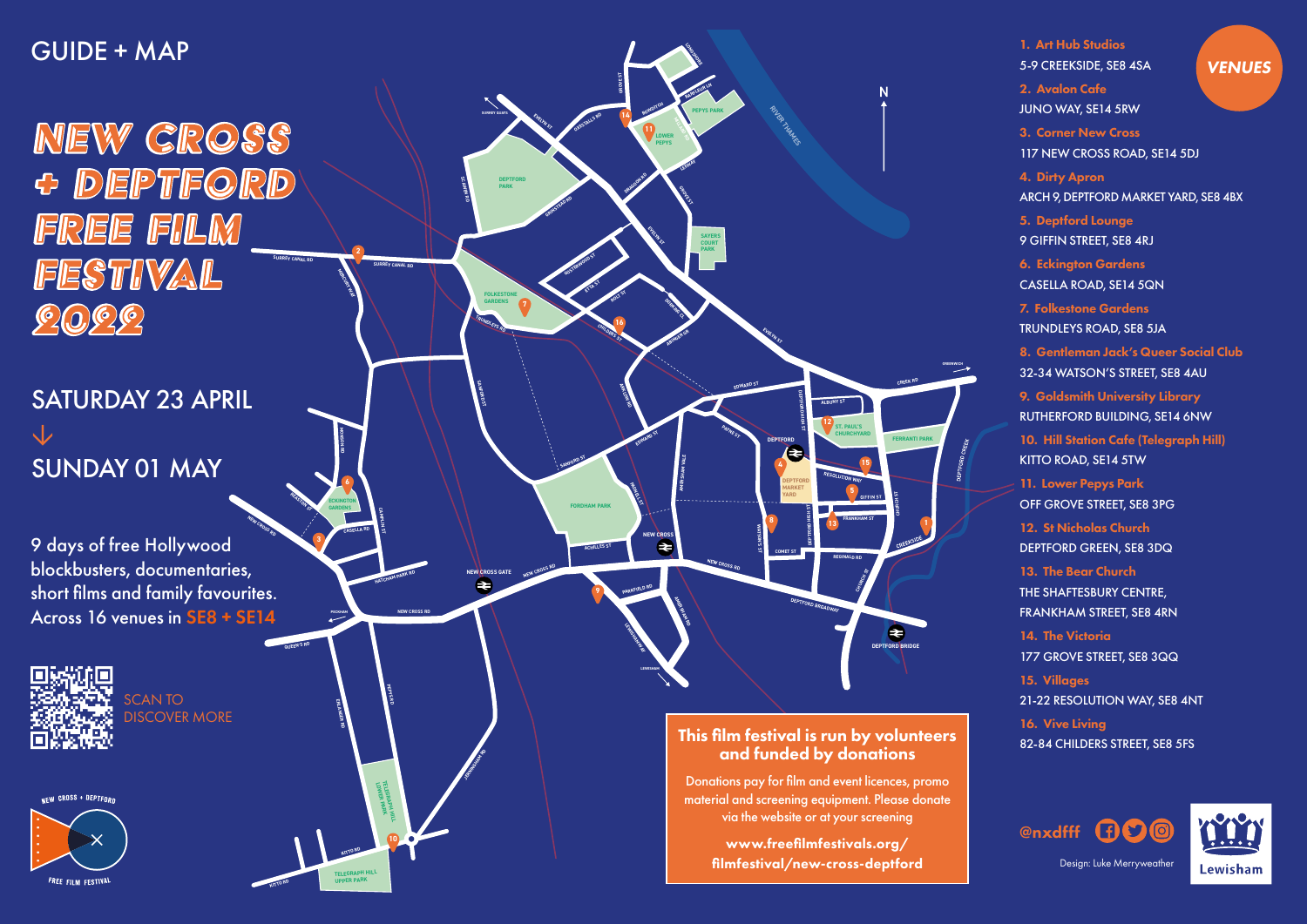GUIDE + MAP

# NEW CROSS + DEPTFORD FREE FILM FESTIVAL 2022

## SATURDAY 23 APRIL
↓
## SUNDAY 01 MAY

9 days of free Hollywood blockbusters, documentaries, short films and family favourites. Across 16 venues in **SE8 + SE14**

SCAN TO DISCOVER MORE

## VENUES

1. **Art Hub Studios**
5-9 CREEKSIDE, SE8 4SA
2. **Avalon Cafe**
JUNO WAY, SE14 5RW
3. **Corner New Cross**
117 NEW CROSS ROAD, SE14 5DJ
4. **Dirty Apron**
ARCH 9, DEPTFORD MARKET YARD, SE8 4BX
5. **Deptford Lounge**
9 GIFFIN STREET, SE8 4RJ
6. **Eckington Gardens**
CASELLA ROAD, SE14 5QN
7. **Folkestone Gardens**
TRUNDLEYS ROAD, SE8 5JA
8. **Gentleman Jack's Queer Social Club**
32-34 WATSON'S STREET, SE8 4AU
9. **Goldsmith University Library**
RUTHERFORD BUILDING, SE14 6NW
10. **Hill Station Cafe (Telegraph Hill)**
KITTO ROAD, SE14 5TW
11. **Lower Pepys Park**
OFF GROVE STREET, SE8 3PG
12. **St Nicholas Church**
DEPTFORD GREEN, SE8 3DQ
13. **The Bear Church**
THE SHAFTESBURY CENTRE, FRANKHAM STREET, SE8 4RN
14. **The Victoria**
177 GROVE STREET, SE8 3QQ
15. **Villages**
21-22 RESOLUTION WAY, SE8 4NT
16. **Vive Living**
82-84 CHILDERS STREET, SE8 5FS

### This film festival is run by volunteers and funded by donations

Donations pay for film and event licences, promo material and screening equipment. Please donate via the website or at your screening

**www.freefilmfestivals.org/filmfestival/new-cross-deptford**

@nxdfff

Design: Luke Merryweather

Lewisham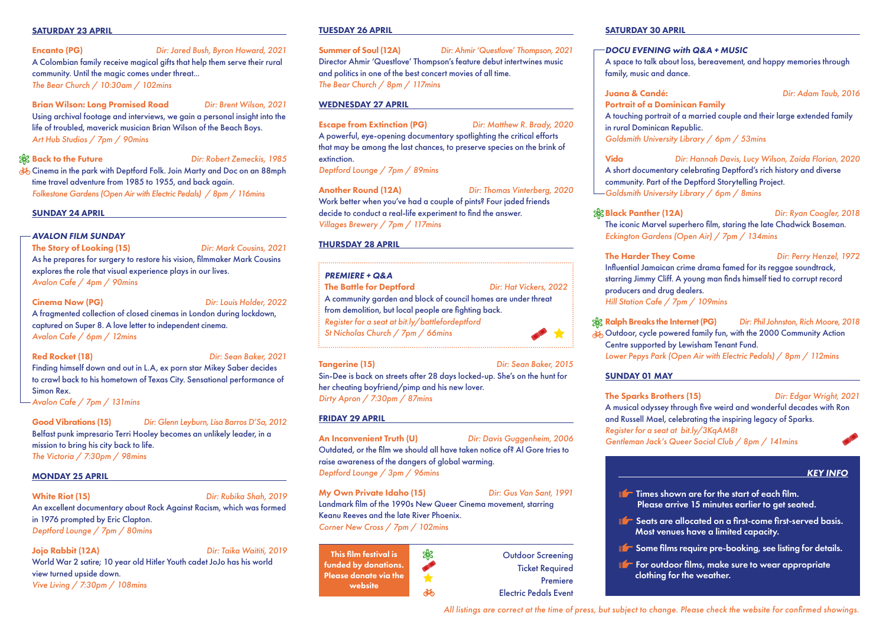## SATURDAY 23 APRIL

**Encanto (PG)** *Dir: Jared Bush, Byron Howard, 2021*
A Colombian family receive magical gifts that help them serve their rural community. Until the magic comes under threat...
*The Bear Church / 10:30am / 102mins*

**Brian Wilson: Long Promised Road** *Dir: Brent Wilson, 2021*
Using archival footage and interviews, we gain a personal insight into the life of troubled, maverick musician Brian Wilson of the Beach Boys.
*Art Hub Studios / 7pm / 90mins*

**Back to the Future** *Dir: Robert Zemeckis, 1985*
Cinema in the park with Deptford Folk. Join Marty and Doc on an 88mph time travel adventure from 1985 to 1955, and back again.
*Folkestone Gardens (Open Air with Electric Pedals) / 8pm / 116mins*

## SUNDAY 24 APRIL

### *AVALON FILM SUNDAY*

**The Story of Looking (15)** *Dir: Mark Cousins, 2021*
As he prepares for surgery to restore his vision, filmmaker Mark Cousins explores the role that visual experience plays in our lives.
*Avalon Cafe / 4pm / 90mins*

**Cinema Now (PG)** *Dir: Louis Holder, 2022*
A fragmented collection of closed cinemas in London during lockdown, captured on Super 8. A love letter to independent cinema.
*Avalon Cafe / 6pm / 12mins*

**Red Rocket (18)** *Dir: Sean Baker, 2021*
Finding himself down and out in L.A, ex porn star Mikey Saber decides to crawl back to his hometown of Texas City. Sensational performance of Simon Rex.
*Avalon Cafe / 7pm / 131mins*

**Good Vibrations (15)** *Dir: Glenn Leyburn, Lisa Barros D'Sa, 2012*
Belfast punk impresario Terri Hooley becomes an unlikely leader, in a mission to bring his city back to life.
*The Victoria / 7:30pm / 98mins*

## MONDAY 25 APRIL

**White Riot (15)** *Dir: Rubika Shah, 2019*
An excellent documentary about Rock Against Racism, which was formed in 1976 prompted by Eric Clapton.
*Deptford Lounge / 7pm / 80mins*

**Jojo Rabbit (12A)** *Dir: Taika Waititi, 2019*
World War 2 satire; 10 year old Hitler Youth cadet JoJo has his world view turned upside down.
*Vive Living / 7:30pm / 108mins*

## TUESDAY 26 APRIL

**Summer of Soul (12A)** *Dir: Ahmir 'Questlove' Thompson, 2021*
Director Ahmir 'Questlove' Thompson's feature debut intertwines music and politics in one of the best concert movies of all time.
*The Bear Church / 8pm / 117mins*

## WEDNESDAY 27 APRIL

**Escape from Extinction (PG)** *Dir: Matthew R. Brady, 2020*
A powerful, eye-opening documentary spotlighting the critical efforts that may be among the last chances, to preserve species on the brink of extinction.
*Deptford Lounge / 7pm / 89mins*

**Another Round (12A)** *Dir: Thomas Vinterberg, 2020*
Work better when you've had a couple of pints? Four jaded friends decide to conduct a real-life experiment to find the answer.
*Villages Brewery / 7pm / 117mins*

## THURSDAY 28 APRIL

### *PREMIERE + Q&A*

**The Battle for Deptford** *Dir: Hat Vickers, 2022*
A community garden and block of council homes are under threat from demolition, but local people are fighting back.
*Register for a seat at bit.ly/battlefordeptford*
*St Nicholas Church / 7pm / 66mins*

**Tangerine (15)** *Dir: Sean Baker, 2015*
Sin-Dee is back on streets after 28 days locked-up. She's on the hunt for her cheating boyfriend/pimp and his new lover.
*Dirty Apron / 7:30pm / 87mins*

## FRIDAY 29 APRIL

**An Inconvenient Truth (U)** *Dir: Davis Guggenheim, 2006*
Outdated, or the film we should all have taken notice of? Al Gore tries to raise awareness of the dangers of global warming.
*Deptford Lounge / 3pm / 96mins*

**My Own Private Idaho (15)** *Dir: Gus Van Sant, 1991*
Landmark film of the 1990s New Queer Cinema movement, starring Keanu Reeves and the late River Phoenix.
*Corner New Cross / 7pm / 102mins*

**This film festival is funded by donations. Please donate via the website**

Outdoor Screening
Ticket Required
Premiere
Electric Pedals Event

## SATURDAY 30 APRIL

### *DOCU EVENING with Q&A + MUSIC*

A space to talk about loss, bereavement, and happy memories through family, music and dance.

**Juana & Candé: Portrait of a Dominican Family** *Dir: Adam Taub, 2016*
A touching portrait of a married couple and their large extended family in rural Dominican Republic.
*Goldsmith University Library / 6pm / 53mins*

**Vida** *Dir: Hannah Davis, Lucy Wilson, Zaida Florian, 2020*
A short documentary celebrating Deptford's rich history and diverse community. Part of the Deptford Storytelling Project.
*Goldsmith University Library / 6pm / 8mins*

**Black Panther (12A)** *Dir: Ryan Coogler, 2018*
The iconic Marvel superhero film, staring the late Chadwick Boseman.
*Eckington Gardens (Open Air) / 7pm / 134mins*

**The Harder They Come** *Dir: Perry Henzel, 1972*
Influential Jamaican crime drama famed for its reggae soundtrack, starring Jimmy Cliff. A young man finds himself tied to corrupt record producers and drug dealers.
*Hill Station Cafe / 7pm / 109mins*

**Ralph Breaks the Internet (PG)** *Dir: Phil Johnston, Rich Moore, 2018*
Outdoor, cycle powered family fun, with the 2000 Community Action Centre supported by Lewisham Tenant Fund.
*Lower Pepys Park (Open Air with Electric Pedals) / 8pm / 112mins*

## SUNDAY 01 MAY

**The Sparks Brothers (15)** *Dir: Edgar Wright, 2021*
A musical odyssey through five weird and wonderful decades with Ron and Russell Mael, celebrating the inspiring legacy of Sparks.
*Register for a seat at bit.ly/3KqAM8t*
*Gentleman Jack's Queer Social Club / 8pm / 141mins*

### *KEY INFO*

- Times shown are for the start of each film. Please arrive 15 minutes earlier to get seated.
- Seats are allocated on a first-come first-served basis. Most venues have a limited capacity.
- Some films require pre-booking, see listing for details.
- For outdoor films, make sure to wear appropriate clothing for the weather.

*All listings are correct at the time of press, but subject to change. Please check the website for confirmed showings.*